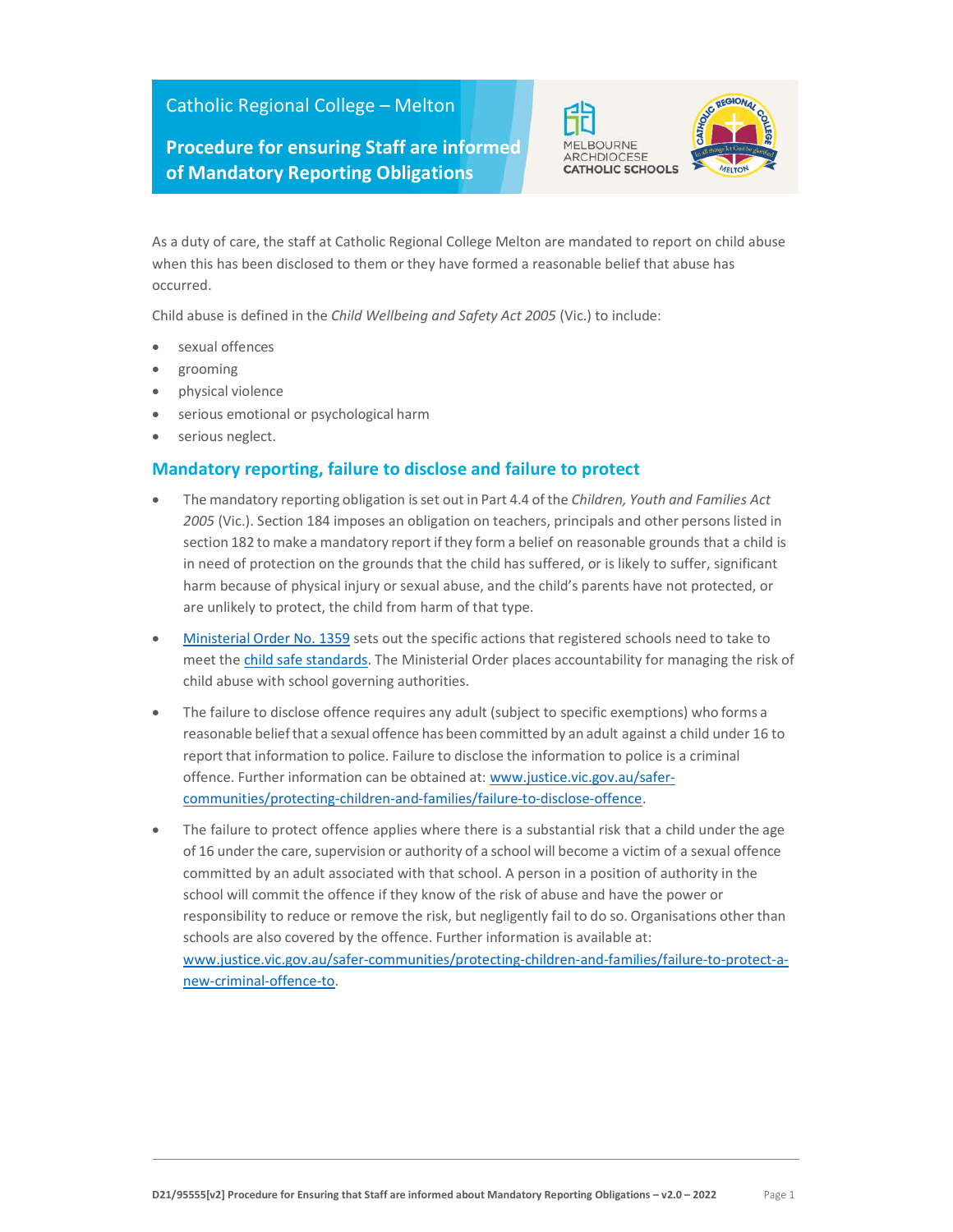Catholic Regional College – Melton

# Procedure for ensuring Staff are informed of Mandatory Reporting Obligations

As a duty of care, the staff at Catholic Regional College Melton are mandated to report on child abuse when this has been disclosed to them or they have formed a reasonable belief that abuse has occurred.

Child abuse is defined in the *Child Wellbeing and Safety Act 2005* (Vic.) to include:

- sexual offences
- grooming
- physical violence
- serious emotional or psychological harm
- serious neglect.

## Mandatory reporting, failure to disclose and failure to protect

- The mandatory reporting obligation is set out in Part 4.4 of the *Children, Youth and Families Act 2005* (Vic.). Section 184 imposes an obligation on teachers, principals and other persons listed in section 182 to make a mandatory report if they form a belief on reasonable grounds that a child is in need of protection on the grounds that the child has suffered, or is likely to suffer, significant harm because of physical injury or sexual abuse, and the child's parents have not protected, or are unlikely to protect, the child from harm of that type.
- Ministerial Order No. 1359 sets out the specific actions that registered schools need to take to meet the child safe standards. The Ministerial Order places accountability for managing the risk of child abuse with school governing authorities.
- The failure to disclose offence requires any adult (subject to specific exemptions) who forms a reasonable belief that a sexual offence has been committed by an adult against a child under 16 to report that information to police. Failure to disclose the information to police is a criminal offence. Further information can be obtained at: www.justice.vic.gov.au/safer-communities/protecting-children-and-families/failure-to-disclose-offence.
- The failure to protect offence applies where there is a substantial risk that a child under the age of 16 under the care, supervision or authority of a school will become a victim of a sexual offence committed by an adult associated with that school. A person in a position of authority in the school will commit the offence if they know of the risk of abuse and have the power or responsibility to reduce or remove the risk, but negligently fail to do so. Organisations other than schools are also covered by the offence. Further information is available at: www.justice.vic.gov.au/safer-communities/protecting-children-and-families/failure-to-protect-a-new-criminal-offence-to.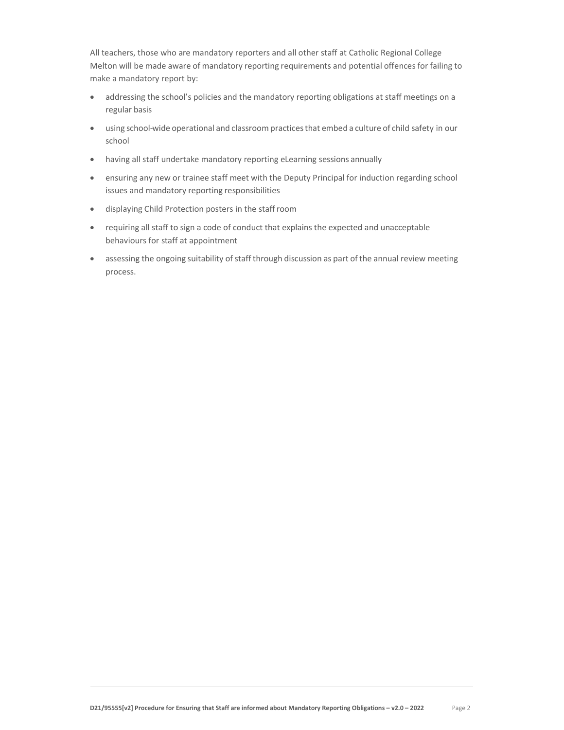All teachers, those who are mandatory reporters and all other staff at Catholic Regional College Melton will be made aware of mandatory reporting requirements and potential offences for failing to make a mandatory report by:

- addressing the school's policies and the mandatory reporting obligations at staff meetings on a regular basis
- using school-wide operational and classroom practices that embed a culture of child safety in our school
- having all staff undertake mandatory reporting eLearning sessions annually
- ensuring any new or trainee staff meet with the Deputy Principal for induction regarding school issues and mandatory reporting responsibilities
- displaying Child Protection posters in the staff room
- requiring all staff to sign a code of conduct that explains the expected and unacceptable behaviours for staff at appointment
- assessing the ongoing suitability of staff through discussion as part of the annual review meeting process.